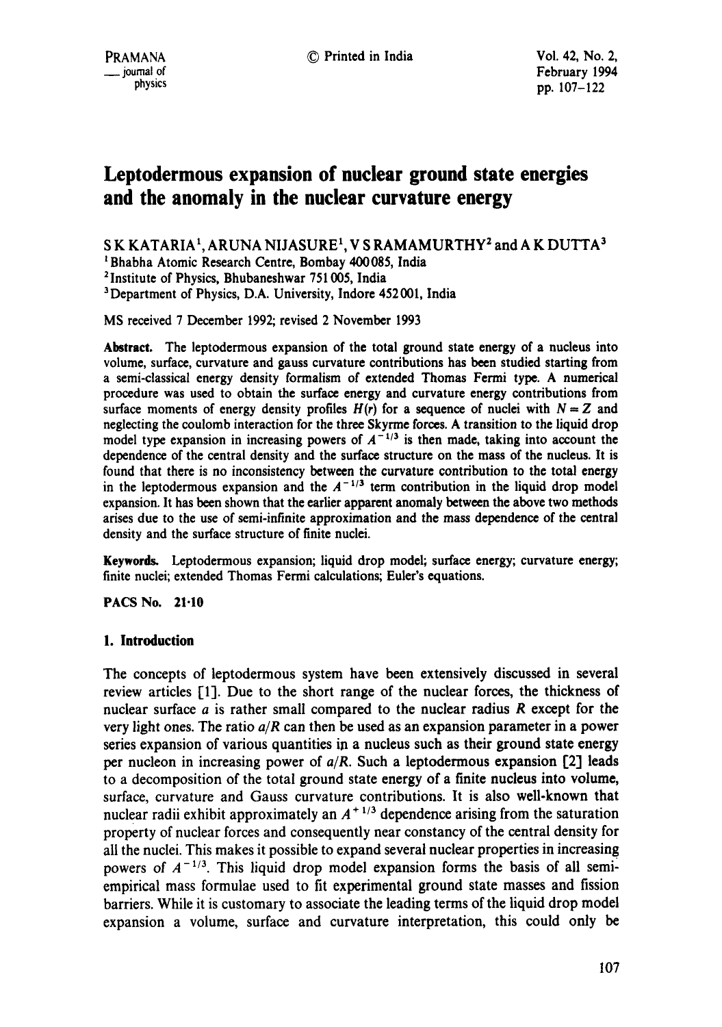# Leptodermous expansion of nuclear ground state energies and the anomaly in the nuclear curvature energy

S K KATARIA[1], ARUNA NIJASURE[1], V S RAMAMURTHY[2] and A K DUTTA[3]

[1] Bhabha Atomic Research Centre, Bombay 400085, India

[2] Institute of Physics, Bhubaneshwar 751005, India

[3] Department of Physics, D.A. University, Indore 452001, India

MS received 7 December 1992; revised 2 November 1993

**Abstract.** The leptodermous expansion of the total ground state energy of a nucleus into volume, surface, curvature and gauss curvature contributions has been studied starting from a semi-classical energy density formalism of extended Thomas Fermi type. A numerical procedure was used to obtain the surface energy and curvature energy contributions from surface moments of energy density profiles $H(r)$ for a sequence of nuclei with $N = Z$ and neglecting the coulomb interaction for the three Skyrme forces. A transition to the liquid drop model type expansion in increasing powers of $A^{-1/3}$ is then made, taking into account the dependence of the central density and the surface structure on the mass of the nucleus. It is found that there is no inconsistency between the curvature contribution to the total energy in the leptodermous expansion and the $A^{-1/3}$ term contribution in the liquid drop model expansion. It has been shown that the earlier apparent anomaly between the above two methods arises due to the use of semi-infinite approximation and the mass dependence of the central density and the surface structure of finite nuclei.

**Keywords.** Leptodermous expansion; liquid drop model; surface energy; curvature energy; finite nuclei; extended Thomas Fermi calculations; Euler's equations.

**PACS No. 21·10**

## 1. Introduction

The concepts of leptodermous system have been extensively discussed in several review articles [1]. Due to the short range of the nuclear forces, the thickness of nuclear surface $a$ is rather small compared to the nuclear radius $R$ except for the very light ones. The ratio $a/R$ can then be used as an expansion parameter in a power series expansion of various quantities in a nucleus such as their ground state energy per nucleon in increasing power of $a/R$. Such a leptodermous expansion [2] leads to a decomposition of the total ground state energy of a finite nucleus into volume, surface, curvature and Gauss curvature contributions. It is also well-known that nuclear radii exhibit approximately an $A^{+1/3}$ dependence arising from the saturation property of nuclear forces and consequently near constancy of the central density for all the nuclei. This makes it possible to expand several nuclear properties in increasing powers of $A^{-1/3}$. This liquid drop model expansion forms the basis of all semi-empirical mass formulae used to fit experimental ground state masses and fission barriers. While it is customary to associate the leading terms of the liquid drop model expansion a volume, surface and curvature interpretation, this could only be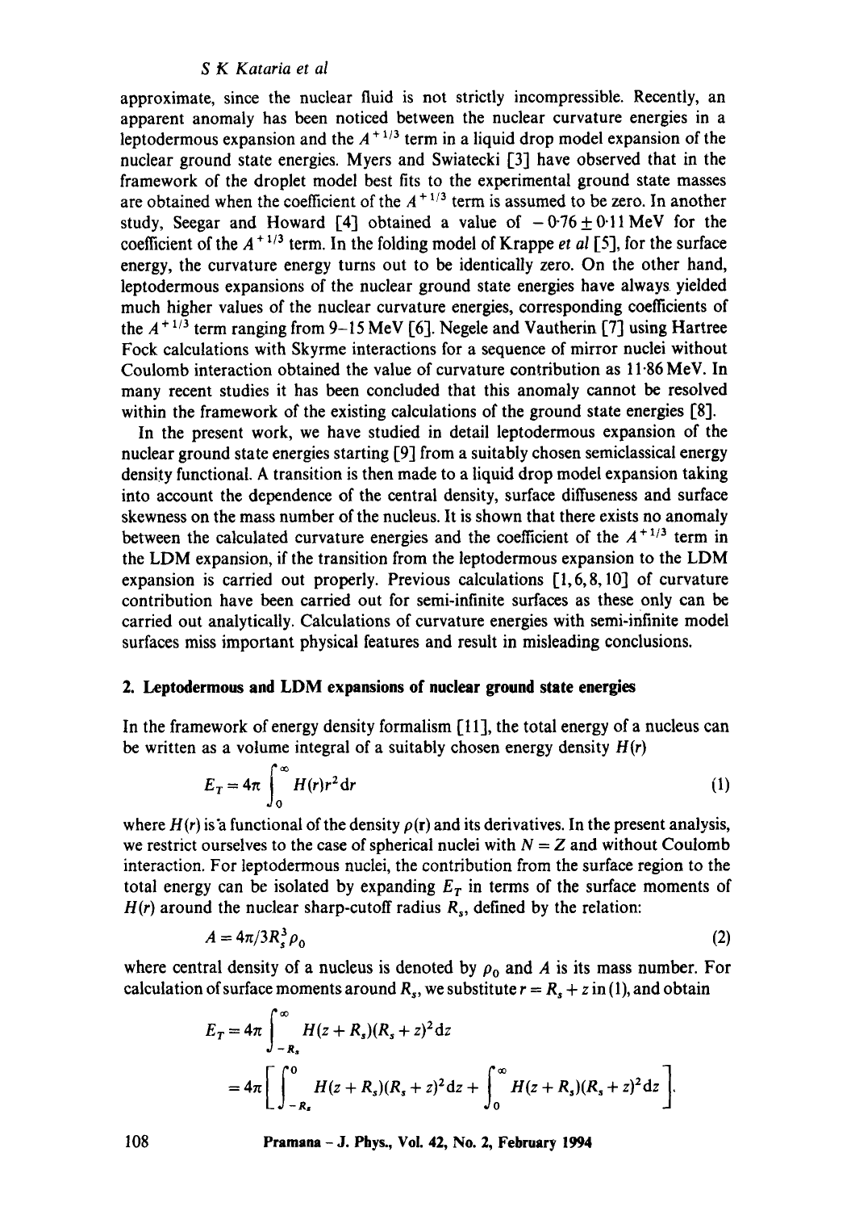approximate, since the nuclear fluid is not strictly incompressible. Recently, an apparent anomaly has been noticed between the nuclear curvature energies in a leptodermous expansion and the $A^{+1/3}$ term in a liquid drop model expansion of the nuclear ground state energies. Myers and Swiatecki [3] have observed that in the framework of the droplet model best fits to the experimental ground state masses are obtained when the coefficient of the $A^{+1/3}$ term is assumed to be zero. In another study, Seegar and Howard [4] obtained a value of $-0.76 \pm 0.11$ MeV for the coefficient of the $A^{+1/3}$ term. In the folding model of Krappe *et al* [5], for the surface energy, the curvature energy turns out to be identically zero. On the other hand, leptodermous expansions of the nuclear ground state energies have always yielded much higher values of the nuclear curvature energies, corresponding coefficients of the $A^{+1/3}$ term ranging from 9–15 MeV [6]. Negele and Vautherin [7] using Hartree Fock calculations with Skyrme interactions for a sequence of mirror nuclei without Coulomb interaction obtained the value of curvature contribution as 11·86 MeV. In many recent studies it has been concluded that this anomaly cannot be resolved within the framework of the existing calculations of the ground state energies [8].

In the present work, we have studied in detail leptodermous expansion of the nuclear ground state energies starting [9] from a suitably chosen semiclassical energy density functional. A transition is then made to a liquid drop model expansion taking into account the dependence of the central density, surface diffuseness and surface skewness on the mass number of the nucleus. It is shown that there exists no anomaly between the calculated curvature energies and the coefficient of the $A^{+1/3}$ term in the LDM expansion, if the transition from the leptodermous expansion to the LDM expansion is carried out properly. Previous calculations [1, 6, 8, 10] of curvature contribution have been carried out for semi-infinite surfaces as these only can be carried out analytically. Calculations of curvature energies with semi-infinite model surfaces miss important physical features and result in misleading conclusions.

## 2. Leptodermous and LDM expansions of nuclear ground state energies

In the framework of energy density formalism [11], the total energy of a nucleus can be written as a volume integral of a suitably chosen energy density $H(r)$

$$E_T = 4\pi \int_0^\infty H(r) r^2 \mathrm{d}r \tag{1}$$

where $H(r)$ is a functional of the density $\rho(\mathbf{r})$ and its derivatives. In the present analysis, we restrict ourselves to the case of spherical nuclei with $N = Z$ and without Coulomb interaction. For leptodermous nuclei, the contribution from the surface region to the total energy can be isolated by expanding $E_T$ in terms of the surface moments of $H(r)$ around the nuclear sharp-cutoff radius $R_s$, defined by the relation:

$$A = 4\pi/3 R_s^3 \rho_0 \tag{2}$$

where central density of a nucleus is denoted by $\rho_0$ and $A$ is its mass number. For calculation of surface moments around $R_s$, we substitute $r = R_s + z$ in (1), and obtain

$$\begin{aligned} E_T &= 4\pi \int_{-R_s}^\infty H(z + R_s)(R_s + z)^2 \mathrm{d}z \\ &= 4\pi \left[ \int_{-R_s}^0 H(z + R_s)(R_s + z)^2 \mathrm{d}z + \int_0^\infty H(z + R_s)(R_s + z)^2 \mathrm{d}z \right]. \end{aligned}$$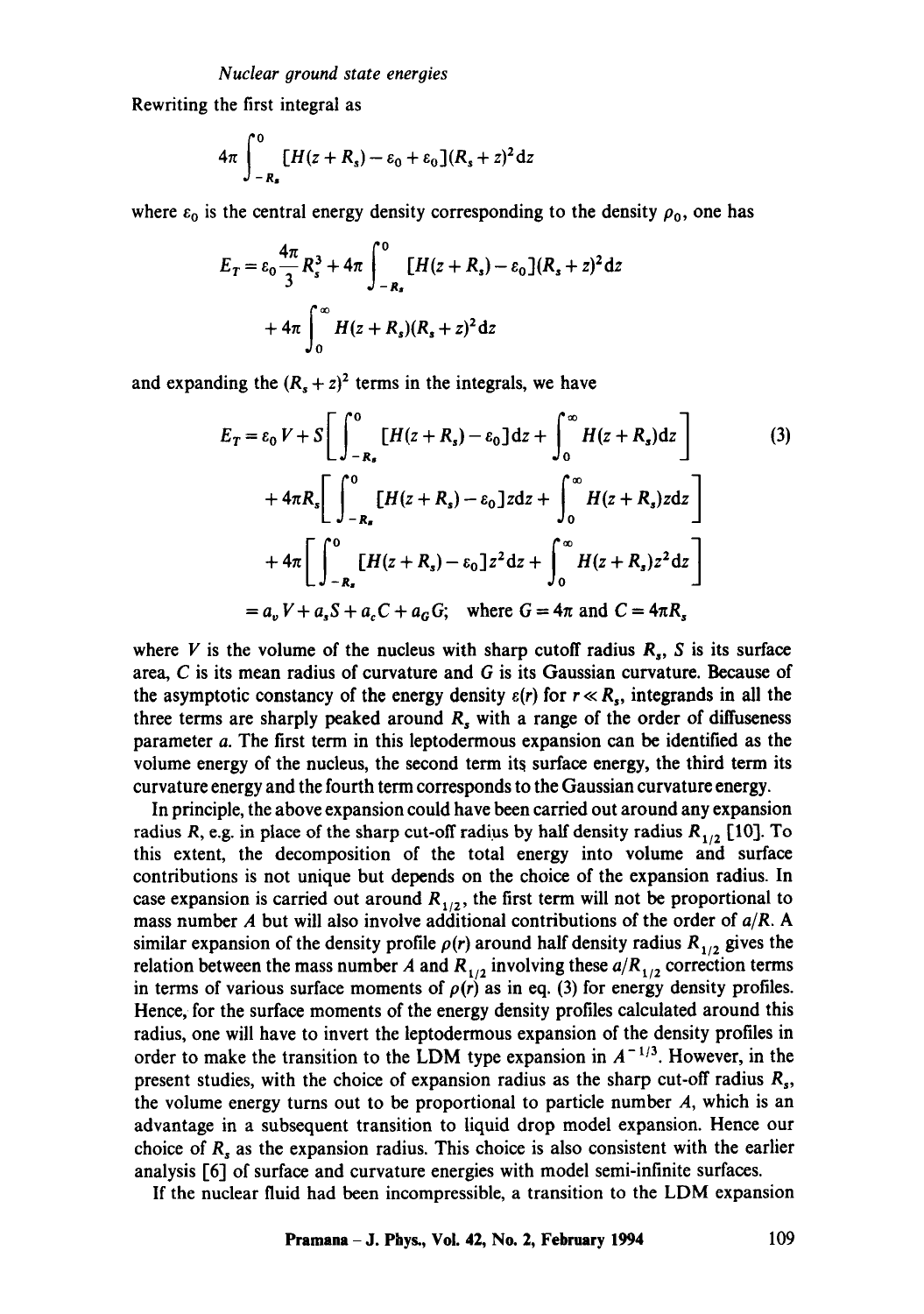Rewriting the first integral as

$$4\pi \int_{-R_s}^{0} [H(z+R_s) - \varepsilon_0 + \varepsilon_0](R_s + z)^2 \mathrm{d}z$$

where $\varepsilon_0$ is the central energy density corresponding to the density $\rho_0$, one has

$$E_T = \varepsilon_0 \frac{4\pi}{3} R_s^3 + 4\pi \int_{-R_s}^{0} [H(z+R_s) - \varepsilon_0](R_s + z)^2 \mathrm{d}z + 4\pi \int_{0}^{\infty} H(z+R_s)(R_s+z)^2 \mathrm{d}z$$

and expanding the $(R_s + z)^2$ terms in the integrals, we have

$$\begin{aligned} E_T = {} & \varepsilon_0 V + S\left[ \int_{-R_s}^{0} [H(z+R_s) - \varepsilon_0] \mathrm{d}z + \int_{0}^{\infty} H(z+R_s) \mathrm{d}z \right] \\ & + 4\pi R_s \left[ \int_{-R_s}^{0} [H(z+R_s) - \varepsilon_0] z \mathrm{d}z + \int_{0}^{\infty} H(z+R_s) z \mathrm{d}z \right] \\ & + 4\pi \left[ \int_{-R_s}^{0} [H(z+R_s) - \varepsilon_0] z^2 \mathrm{d}z + \int_{0}^{\infty} H(z+R_s) z^2 \mathrm{d}z \right] \\ = {} & a_v V + a_s S + a_c C + a_G G; \quad \text{where } G = 4\pi \text{ and } C = 4\pi R_s \end{aligned} \tag{3}$$

where $V$ is the volume of the nucleus with sharp cutoff radius $R_s$, $S$ is its surface area, $C$ is its mean radius of curvature and $G$ is its Gaussian curvature. Because of the asymptotic constancy of the energy density $\varepsilon(r)$ for $r \ll R_s$, integrands in all the three terms are sharply peaked around $R_s$ with a range of the order of diffuseness parameter $a$. The first term in this leptodermous expansion can be identified as the volume energy of the nucleus, the second term its surface energy, the third term its curvature energy and the fourth term corresponds to the Gaussian curvature energy.

In principle, the above expansion could have been carried out around any expansion radius $R$, e.g. in place of the sharp cut-off radius by half density radius $R_{1/2}$ [10]. To this extent, the decomposition of the total energy into volume and surface contributions is not unique but depends on the choice of the expansion radius. In case expansion is carried out around $R_{1/2}$, the first term will not be proportional to mass number $A$ but will also involve additional contributions of the order of $a/R$. A similar expansion of the density profile $\rho(r)$ around half density radius $R_{1/2}$ gives the relation between the mass number $A$ and $R_{1/2}$ involving these $a/R_{1/2}$ correction terms in terms of various surface moments of $\rho(r)$ as in eq. (3) for energy density profiles. Hence, for the surface moments of the energy density profiles calculated around this radius, one will have to invert the leptodermous expansion of the density profiles in order to make the transition to the LDM type expansion in $A^{-1/3}$. However, in the present studies, with the choice of expansion radius as the sharp cut-off radius $R_s$, the volume energy turns out to be proportional to particle number $A$, which is an advantage in a subsequent transition to liquid drop model expansion. Hence our choice of $R_s$ as the expansion radius. This choice is also consistent with the earlier analysis [6] of surface and curvature energies with model semi-infinite surfaces.

If the nuclear fluid had been incompressible, a transition to the LDM expansion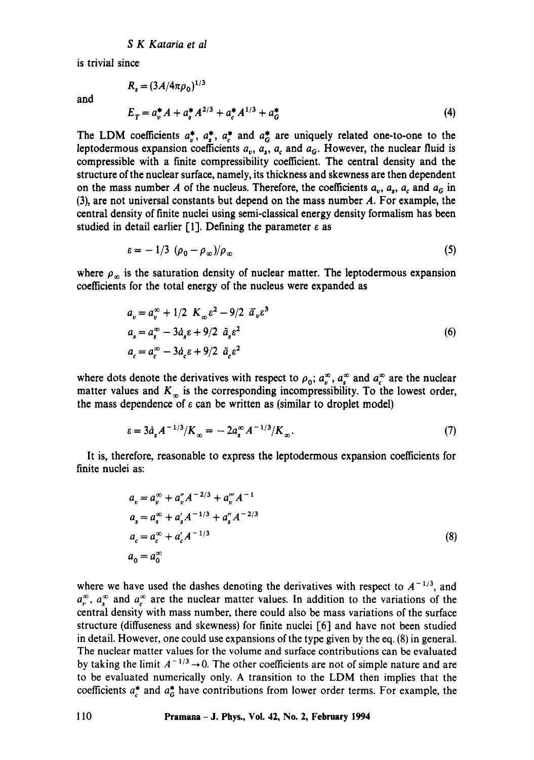is trivial since

$$R_s = (3A/4\pi\rho_0)^{1/3}$$

and

$$E_T = a_v^* A + a_s^* A^{2/3} + a_c^* A^{1/3} + a_G^* \tag{4}$$

The LDM coefficients $a_v^*$, $a_s^*$, $a_c^*$ and $a_G^*$ are uniquely related one-to-one to the leptodermous expansion coefficients $a_v$, $a_s$, $a_c$ and $a_G$. However, the nuclear fluid is compressible with a finite compressibility coefficient. The central density and the structure of the nuclear surface, namely, its thickness and skewness are then dependent on the mass number $A$ of the nucleus. Therefore, the coefficients $a_v$, $a_s$, $a_c$ and $a_G$ in (3), are not universal constants but depend on the mass number $A$. For example, the central density of finite nuclei using semi-classical energy density formalism has been studied in detail earlier [1]. Defining the parameter $\varepsilon$ as

$$\varepsilon = -1/3\ (\rho_0 - \rho_\infty)/\rho_\infty \tag{5}$$

where $\rho_\infty$ is the saturation density of nuclear matter. The leptodermous expansion coefficients for the total energy of the nucleus were expanded as

$$\begin{aligned} a_v &= a_v^\infty + 1/2\ K_\infty \varepsilon^2 - 9/2\ \dddot{a}_v \varepsilon^3 \\ a_s &= a_s^\infty - 3\dot{a}_s \varepsilon + 9/2\ \ddot{a}_s \varepsilon^2 \\ a_c &= a_c^\infty - 3\dot{a}_c \varepsilon + 9/2\ \ddot{a}_c \varepsilon^2 \end{aligned} \tag{6}$$

where dots denote the derivatives with respect to $\rho_0$; $a_v^\infty$, $a_s^\infty$ and $a_c^\infty$ are the nuclear matter values and $K_\infty$ is the corresponding incompressibility. To the lowest order, the mass dependence of $\varepsilon$ can be written as (similar to droplet model)

$$\varepsilon = 3\dot{a}_s A^{-1/3}/K_\infty = -2a_s^\infty A^{-1/3}/K_\infty. \tag{7}$$

It is, therefore, reasonable to express the leptodermous expansion coefficients for finite nuclei as:

$$\begin{aligned} a_v &= a_v^\infty + a_v'' A^{-2/3} + a_v''' A^{-1} \\ a_s &= a_s^\infty + a_s' A^{-1/3} + a_s'' A^{-2/3} \\ a_c &= a_c^\infty + a_c' A^{-1/3} \\ a_0 &= a_0^\infty \end{aligned} \tag{8}$$

where we have used the dashes denoting the derivatives with respect to $A^{-1/3}$, and $a_v^\infty$, $a_s^\infty$ and $a_c^\infty$ are the nuclear matter values. In addition to the variations of the central density with mass number, there could also be mass variations of the surface structure (diffuseness and skewness) for finite nuclei [6] and have not been studied in detail. However, one could use expansions of the type given by the eq. (8) in general. The nuclear matter values for the volume and surface contributions can be evaluated by taking the limit $A^{-1/3} \to 0$. The other coefficients are not of simple nature and are to be evaluated numerically only. A transition to the LDM then implies that the coefficients $a_c^*$ and $a_G^*$ have contributions from lower order terms. For example, the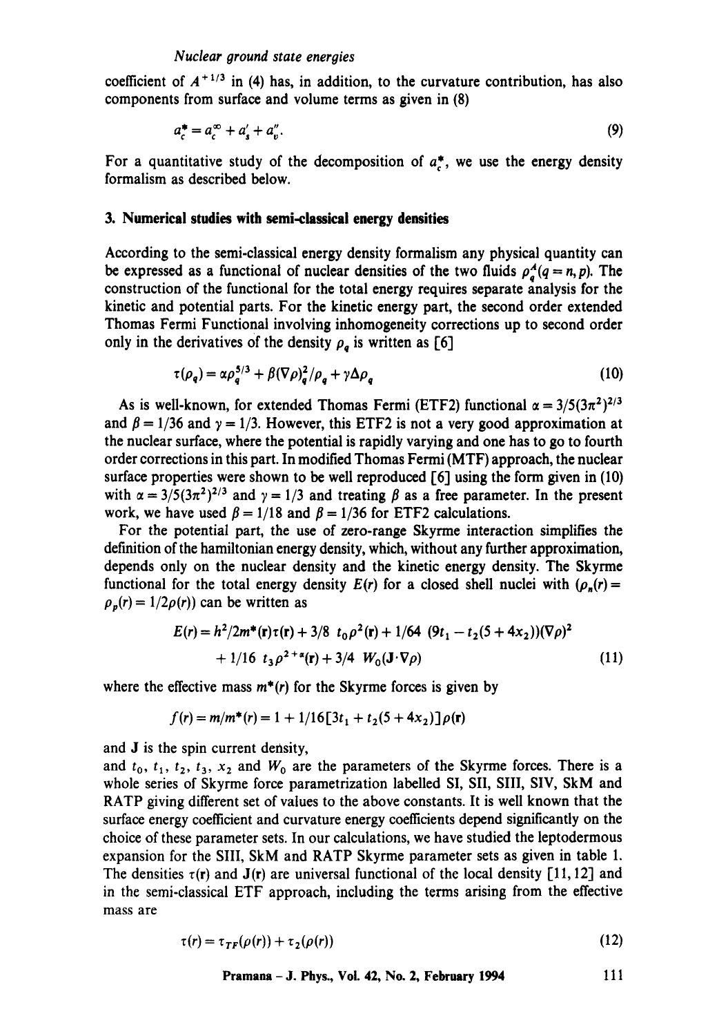coefficient of $A^{+1/3}$ in (4) has, in addition, to the curvature contribution, has also components from surface and volume terms as given in (8)

$$a_c^* = a_c^\infty + a_s' + a_v''. \tag{9}$$

For a quantitative study of the decomposition of $a_c^*$, we use the energy density formalism as described below.

## 3. Numerical studies with semi-classical energy densities

According to the semi-classical energy density formalism any physical quantity can be expressed as a functional of nuclear densities of the two fluids $\rho_q^A(q = n, p)$. The construction of the functional for the total energy requires separate analysis for the kinetic and potential parts. For the kinetic energy part, the second order extended Thomas Fermi Functional involving inhomogeneity corrections up to second order only in the derivatives of the density $\rho_q$ is written as [6]

$$\tau(\rho_q) = \alpha\rho_q^{5/3} + \beta(\nabla\rho)_q^2/\rho_q + \gamma\Delta\rho_q \tag{10}$$

As is well-known, for extended Thomas Fermi (ETF2) functional $\alpha = 3/5(3\pi^2)^{2/3}$ and $\beta = 1/36$ and $\gamma = 1/3$. However, this ETF2 is not a very good approximation at the nuclear surface, where the potential is rapidly varying and one has to go to fourth order corrections in this part. In modified Thomas Fermi (MTF) approach, the nuclear surface properties were shown to be well reproduced [6] using the form given in (10) with $\alpha = 3/5(3\pi^2)^{2/3}$ and $\gamma = 1/3$ and treating $\beta$ as a free parameter. In the present work, we have used $\beta = 1/18$ and $\beta = 1/36$ for ETF2 calculations.

For the potential part, the use of zero-range Skyrme interaction simplifies the definition of the hamiltonian energy density, which, without any further approximation, depends only on the nuclear density and the kinetic energy density. The Skyrme functional for the total energy density $E(r)$ for a closed shell nuclei with $(\rho_n(r) = \rho_p(r) = 1/2\rho(r))$ can be written as

$$\begin{aligned} E(r) = {} & h^2/2m^*(\mathbf{r})\tau(\mathbf{r}) + 3/8\ t_0\rho^2(\mathbf{r}) + 1/64\ (9t_1 - t_2(5 + 4x_2))(\nabla\rho)^2 \\ & + 1/16\ t_3\rho^{2+\alpha}(\mathbf{r}) + 3/4\ W_0(\mathbf{J}\cdot\nabla\rho) \end{aligned} \tag{11}$$

where the effective mass $m^*(r)$ for the Skyrme forces is given by

$$f(r) = m/m^*(r) = 1 + 1/16[3t_1 + t_2(5 + 4x_2)]\rho(\mathbf{r})$$

and $\mathbf{J}$ is the spin current density,

and $t_0$, $t_1$, $t_2$, $t_3$, $x_2$ and $W_0$ are the parameters of the Skyrme forces. There is a whole series of Skyrme force parametrization labelled SI, SII, SIII, SIV, SkM and RATP giving different set of values to the above constants. It is well known that the surface energy coefficient and curvature energy coefficients depend significantly on the choice of these parameter sets. In our calculations, we have studied the leptodermous expansion for the SIII, SkM and RATP Skyrme parameter sets as given in table 1. The densities $\tau(\mathbf{r})$ and $\mathbf{J}(\mathbf{r})$ are universal functional of the local density [11, 12] and in the semi-classical ETF approach, including the terms arising from the effective mass are

$$\tau(r) = \tau_{TF}(\rho(r)) + \tau_2(\rho(r)) \tag{12}$$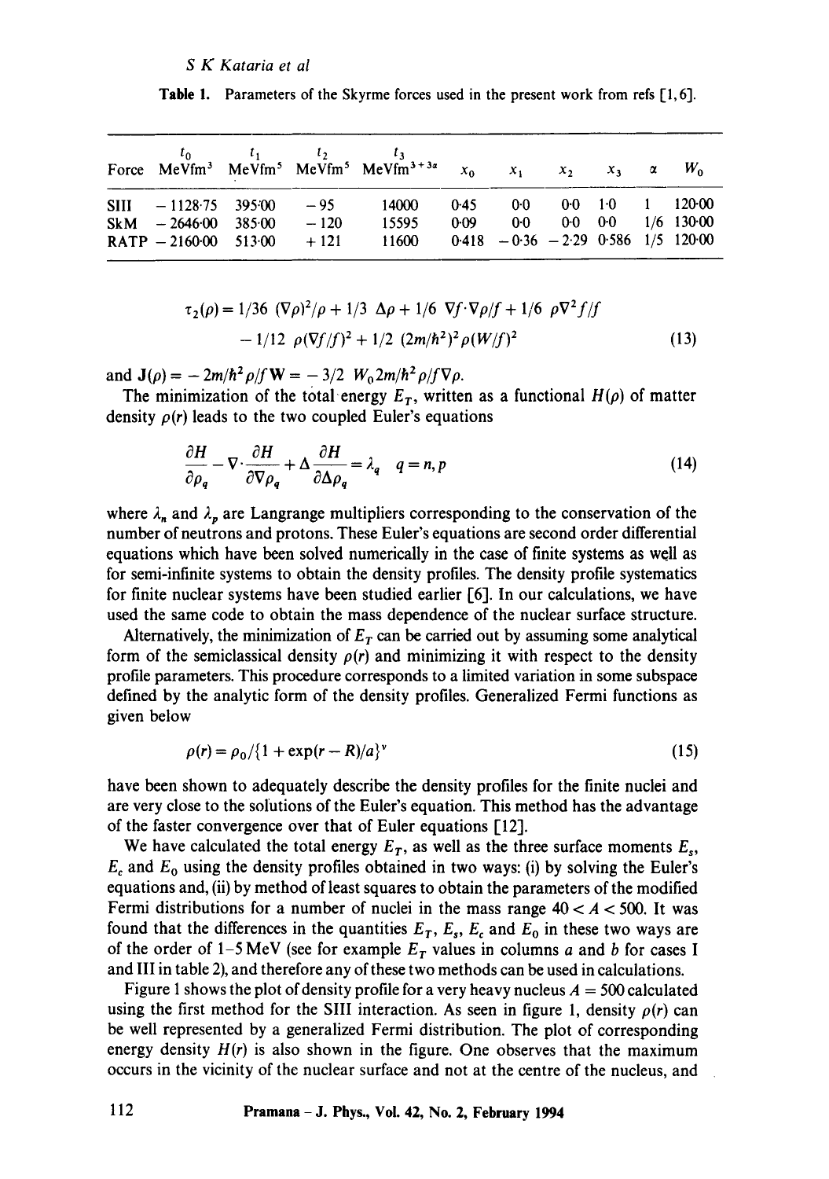Table 1. Parameters of the Skyrme forces used in the present work from refs [1, 6].

| Force | $t_0$ MeVfm$^3$ | $t_1$ MeVfm$^5$ | $t_2$ MeVfm$^5$ | $t_3$ MeVfm$^{3+3\alpha}$ | $x_0$ | $x_1$ | $x_2$ | $x_3$ | $\alpha$ | $W_0$ |
|---|---|---|---|---|---|---|---|---|---|---|
| SIII | −1128·75 | 395·00 | −95 | 14000 | 0·45 | 0·0 | 0·0 | 1·0 | 1 | 120·00 |
| SkM | −2646·00 | 385·00 | −120 | 15595 | 0·09 | 0·0 | 0·0 | 0·0 | 1/6 | 130·00 |
| RATP | −2160·00 | 513·00 | +121 | 11600 | 0·418 | −0·36 | −2·29 | 0·586 | 1/5 | 120·00 |

$$\tau_2(\rho) = 1/36\ (\nabla\rho)^2/\rho + 1/3\ \Delta\rho + 1/6\ \nabla f \cdot \nabla\rho/f + 1/6\ \rho\nabla^2 f/f$$
$$- 1/12\ \rho(\nabla f/f)^2 + 1/2\ (2m/\hbar^2)^2 \rho(W/f)^2 \tag{13}$$

and $\mathbf{J}(\rho) = -2m/\hbar^2 \rho/f\mathbf{W} = -3/2\ W_0 2m/\hbar^2 \rho/f\nabla\rho$.

The minimization of the total energy $E_T$, written as a functional $H(\rho)$ of matter density $\rho(r)$ leads to the two coupled Euler's equations

$$\frac{\partial H}{\partial \rho_q} - \nabla\cdot\frac{\partial H}{\partial \nabla\rho_q} + \Delta\frac{\partial H}{\partial \Delta\rho_q} = \lambda_q \quad q = n, p \tag{14}$$

where $\lambda_n$ and $\lambda_p$ are Langrange multipliers corresponding to the conservation of the number of neutrons and protons. These Euler's equations are second order differential equations which have been solved numerically in the case of finite systems as well as for semi-infinite systems to obtain the density profiles. The density profile systematics for finite nuclear systems have been studied earlier [6]. In our calculations, we have used the same code to obtain the mass dependence of the nuclear surface structure.

Alternatively, the minimization of $E_T$ can be carried out by assuming some analytical form of the semiclassical density $\rho(r)$ and minimizing it with respect to the density profile parameters. This procedure corresponds to a limited variation in some subspace defined by the analytic form of the density profiles. Generalized Fermi functions as given below

$$\rho(r) = \rho_0/\{1 + \exp(r - R)/a\}^{\nu} \tag{15}$$

have been shown to adequately describe the density profiles for the finite nuclei and are very close to the solutions of the Euler's equation. This method has the advantage of the faster convergence over that of Euler equations [12].

We have calculated the total energy $E_T$, as well as the three surface moments $E_s$, $E_c$ and $E_0$ using the density profiles obtained in two ways: (i) by solving the Euler's equations and, (ii) by method of least squares to obtain the parameters of the modified Fermi distributions for a number of nuclei in the mass range $40 < A < 500$. It was found that the differences in the quantities $E_T$, $E_s$, $E_c$ and $E_0$ in these two ways are of the order of 1–5 MeV (see for example $E_T$ values in columns *a* and *b* for cases I and III in table 2), and therefore any of these two methods can be used in calculations.

Figure 1 shows the plot of density profile for a very heavy nucleus $A = 500$ calculated using the first method for the SIII interaction. As seen in figure 1, density $\rho(r)$ can be well represented by a generalized Fermi distribution. The plot of corresponding energy density $H(r)$ is also shown in the figure. One observes that the maximum occurs in the vicinity of the nuclear surface and not at the centre of the nucleus, and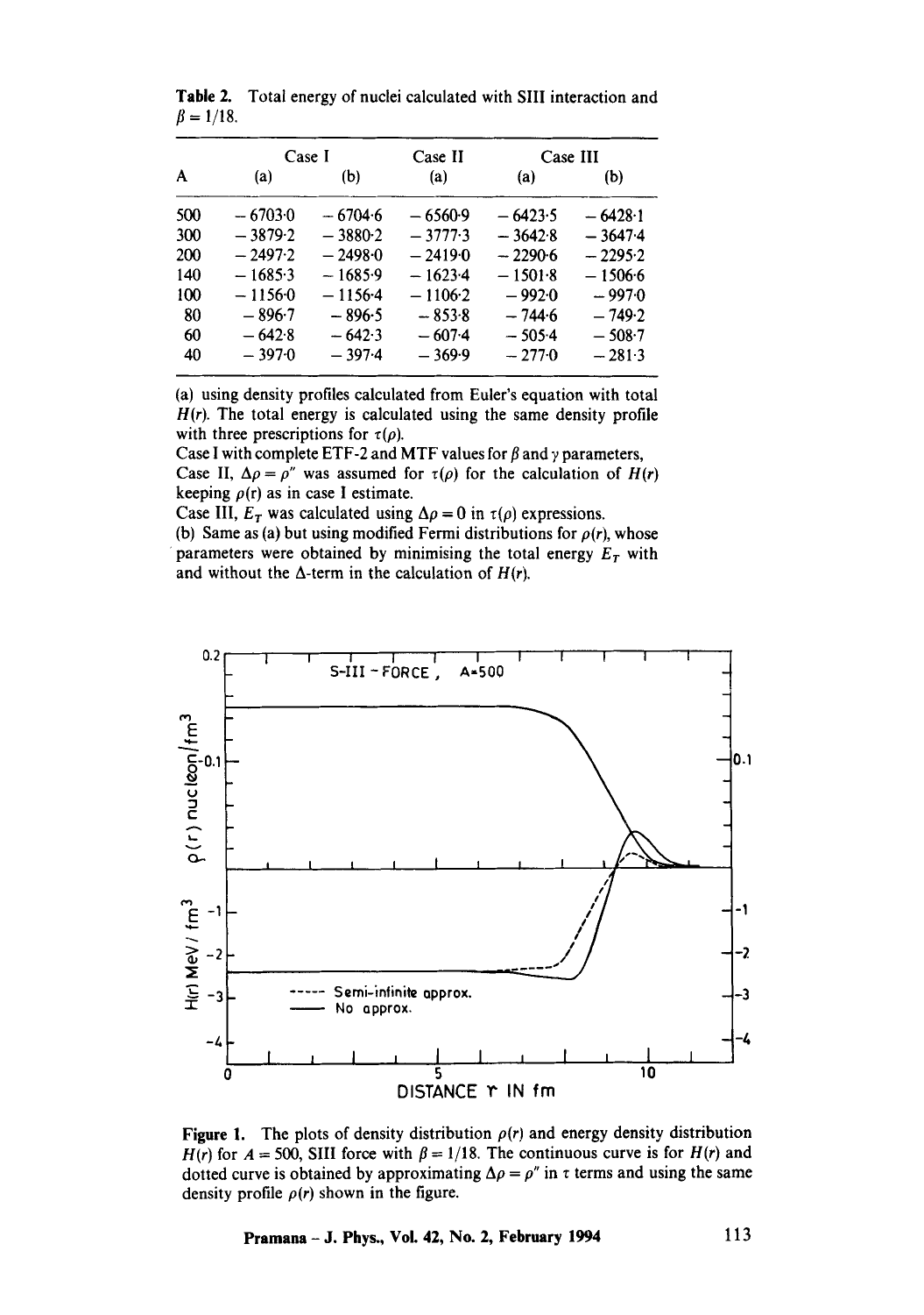**Table 2.** Total energy of nuclei calculated with SIII interaction and $\beta = 1/18$.

| A | Case I | | Case II | Case III | |
|---|---|---|---|---|---|
| | (a) | (b) | (a) | (a) | (b) |
| 500 | −6703·0 | −6704·6 | −6560·9 | −6423·5 | −6428·1 |
| 300 | −3879·2 | −3880·2 | −3777·3 | −3642·8 | −3647·4 |
| 200 | −2497·2 | −2498·0 | −2419·0 | −2290·6 | −2295·2 |
| 140 | −1685·3 | −1685·9 | −1623·4 | −1501·8 | −1506·6 |
| 100 | −1156·0 | −1156·4 | −1106·2 | −992·0 | −997·0 |
| 80 | −896·7 | −896·5 | −853·8 | −744·6 | −749·2 |
| 60 | −642·8 | −642·3 | −607·4 | −505·4 | −508·7 |
| 40 | −397·0 | −397·4 | −369·9 | −277·0 | −281·3 |

(a) using density profiles calculated from Euler's equation with total $H(r)$. The total energy is calculated using the same density profile with three prescriptions for $\tau(\rho)$.
Case I with complete ETF-2 and MTF values for $\beta$ and $\gamma$ parameters,
Case II, $\Delta\rho = \rho''$ was assumed for $\tau(\rho)$ for the calculation of $H(r)$ keeping $\rho(r)$ as in case I estimate.
Case III, $E_T$ was calculated using $\Delta\rho = 0$ in $\tau(\rho)$ expressions.
(b) Same as (a) but using modified Fermi distributions for $\rho(r)$, whose parameters were obtained by minimising the total energy $E_T$ with and without the $\Delta$-term in the calculation of $H(r)$.

**Figure 1.** The plots of density distribution $\rho(r)$ and energy density distribution $H(r)$ for $A = 500$, SIII force with $\beta = 1/18$. The continuous curve is for $H(r)$ and dotted curve is obtained by approximating $\Delta\rho = \rho''$ in $\tau$ terms and using the same density profile $\rho(r)$ shown in the figure.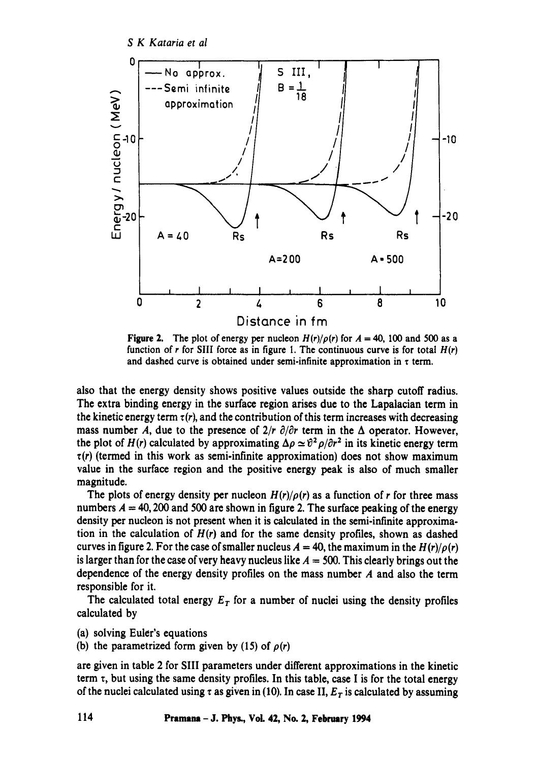**Figure 2.** The plot of energy per nucleon $H(r)/\rho(r)$ for $A = 40$, 100 and 500 as a function of $r$ for SIII force as in figure 1. The continuous curve is for total $H(r)$ and dashed curve is obtained under semi-infinite approximation in $\tau$ term.

also that the energy density shows positive values outside the sharp cutoff radius. The extra binding energy in the surface region arises due to the Lapalacian term in the kinetic energy term $\tau(r)$, and the contribution of this term increases with decreasing mass number $A$, due to the presence of $2/r\ \partial/\partial r$ term in the $\Delta$ operator. However, the plot of $H(r)$ calculated by approximating $\Delta\rho \simeq \partial^2\rho/\partial r^2$ in its kinetic energy term $\tau(r)$ (termed in this work as semi-infinite approximation) does not show maximum value in the surface region and the positive energy peak is also of much smaller magnitude.

The plots of energy density per nucleon $H(r)/\rho(r)$ as a function of $r$ for three mass numbers $A = 40, 200$ and 500 are shown in figure 2. The surface peaking of the energy density per nucleon is not present when it is calculated in the semi-infinite approximation in the calculation of $H(r)$ and for the same density profiles, shown as dashed curves in figure 2. For the case of smaller nucleus $A = 40$, the maximum in the $H(r)/\rho(r)$ is larger than for the case of very heavy nucleus like $A = 500$. This clearly brings out the dependence of the energy density profiles on the mass number $A$ and also the term responsible for it.

The calculated total energy $E_T$ for a number of nuclei using the density profiles calculated by

(a) solving Euler's equations
(b) the parametrized form given by (15) of $\rho(r)$

are given in table 2 for SIII parameters under different approximations in the kinetic term $\tau$, but using the same density profiles. In this table, case I is for the total energy of the nuclei calculated using $\tau$ as given in (10). In case II, $E_T$ is calculated by assuming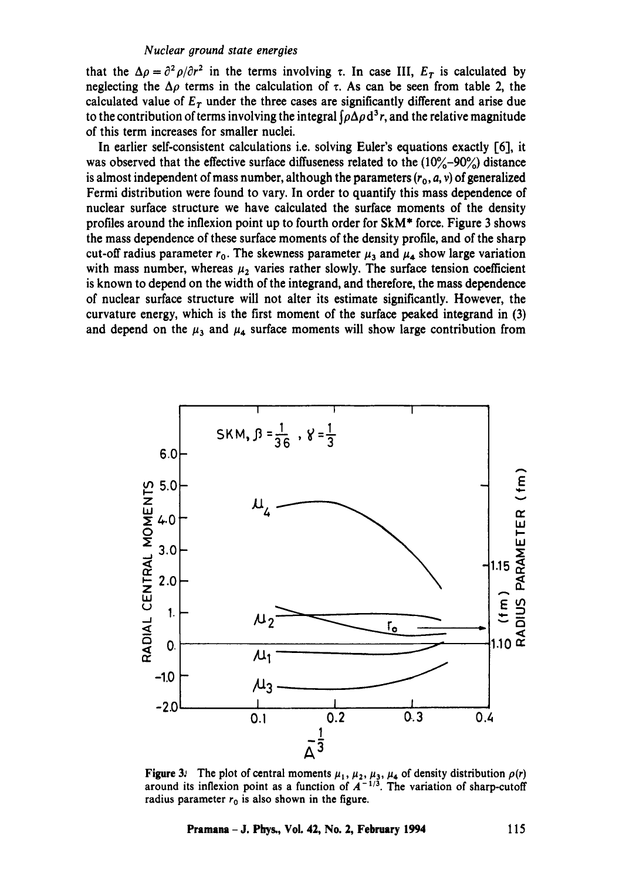that the $\Delta\rho = \partial^2\rho/\partial r^2$ in the terms involving $\tau$. In case III, $E_T$ is calculated by neglecting the $\Delta\rho$ terms in the calculation of $\tau$. As can be seen from table 2, the calculated value of $E_T$ under the three cases are significantly different and arise due to the contribution of terms involving the integral $\int \rho \Delta\rho \, d^3 r$, and the relative magnitude of this term increases for smaller nuclei.

In earlier self-consistent calculations i.e. solving Euler's equations exactly [6], it was observed that the effective surface diffuseness related to the (10%–90%) distance is almost independent of mass number, although the parameters ($r_0$, $a$, $\nu$) of generalized Fermi distribution were found to vary. In order to quantify this mass dependence of nuclear surface structure we have calculated the surface moments of the density profiles around the inflexion point up to fourth order for SkM* force. Figure 3 shows the mass dependence of these surface moments of the density profile, and of the sharp cut-off radius parameter $r_0$. The skewness parameter $\mu_3$ and $\mu_4$ show large variation with mass number, whereas $\mu_2$ varies rather slowly. The surface tension coefficient is known to depend on the width of the integrand, and therefore, the mass dependence of nuclear surface structure will not alter its estimate significantly. However, the curvature energy, which is the first moment of the surface peaked integrand in (3) and depend on the $\mu_3$ and $\mu_4$ surface moments will show large contribution from

**Figure 3.** The plot of central moments $\mu_1$, $\mu_2$, $\mu_3$, $\mu_4$ of density distribution $\rho(r)$ around its inflexion point as a function of $A^{-1/3}$. The variation of sharp-cutoff radius parameter $r_0$ is also shown in the figure.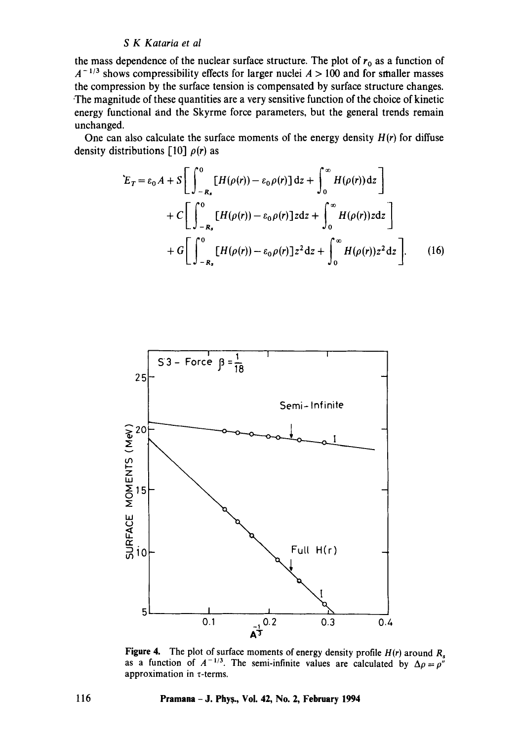the mass dependence of the nuclear surface structure. The plot of $r_0$ as a function of $A^{-1/3}$ shows compressibility effects for larger nuclei $A > 100$ and for smaller masses the compression by the surface tension is compensated by surface structure changes. The magnitude of these quantities are a very sensitive function of the choice of kinetic energy functional and the Skyrme force parameters, but the general trends remain unchanged.

One can also calculate the surface moments of the energy density $H(r)$ for diffuse density distributions [10] $\rho(r)$ as

$$
\begin{aligned}
E_T = \varepsilon_0 A &+ S\left[\int_{-R_s}^{0} [H(\rho(r)) - \varepsilon_0 \rho(r)]\,\mathrm{d}z + \int_{0}^{\infty} H(\rho(r))\,\mathrm{d}z\right] \\
&+ C\left[\int_{-R_s}^{0} [H(\rho(r)) - \varepsilon_0 \rho(r)]z\,\mathrm{d}z + \int_{0}^{\infty} H(\rho(r))z\,\mathrm{d}z\right] \\
&+ G\left[\int_{-R_s}^{0} [H(\rho(r)) - \varepsilon_0 \rho(r)]z^2\,\mathrm{d}z + \int_{0}^{\infty} H(\rho(r))z^2\,\mathrm{d}z\right]. \qquad (16)
\end{aligned}
$$

**Figure 4.** The plot of surface moments of energy density profile $H(r)$ around $R_s$ as a function of $A^{-1/3}$. The semi-infinite values are calculated by $\Delta\rho = \rho''$ approximation in $\tau$-terms.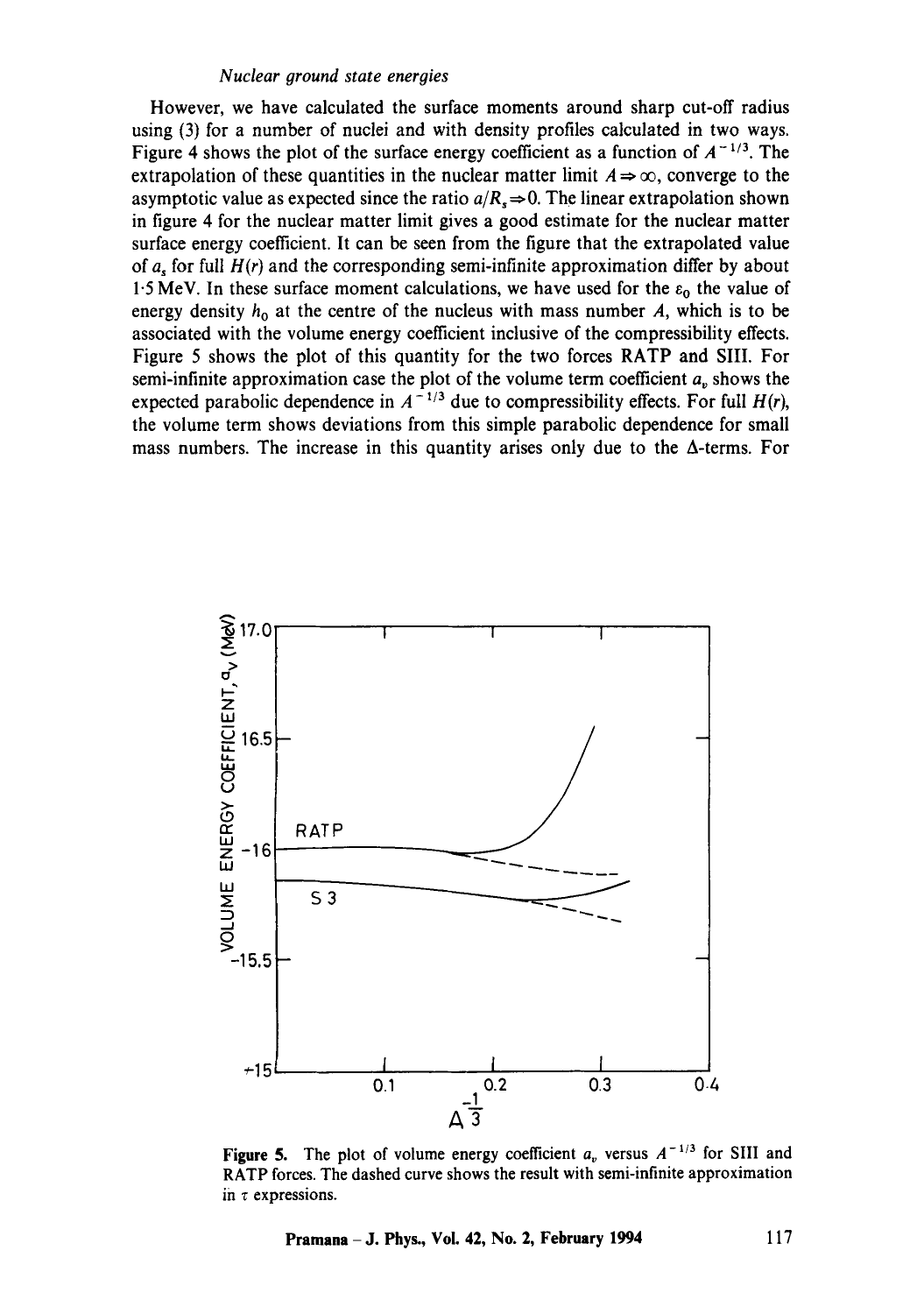However, we have calculated the surface moments around sharp cut-off radius using (3) for a number of nuclei and with density profiles calculated in two ways. Figure 4 shows the plot of the surface energy coefficient as a function of $A^{-1/3}$. The extrapolation of these quantities in the nuclear matter limit $A \Rightarrow \infty$, converge to the asymptotic value as expected since the ratio $a/R_s \Rightarrow 0$. The linear extrapolation shown in figure 4 for the nuclear matter limit gives a good estimate for the nuclear matter surface energy coefficient. It can be seen from the figure that the extrapolated value of $a_s$ for full $H(r)$ and the corresponding semi-infinite approximation differ by about 1·5 MeV. In these surface moment calculations, we have used for the $\varepsilon_0$ the value of energy density $h_0$ at the centre of the nucleus with mass number $A$, which is to be associated with the volume energy coefficient inclusive of the compressibility effects. Figure 5 shows the plot of this quantity for the two forces RATP and SIII. For semi-infinite approximation case the plot of the volume term coefficient $a_v$ shows the expected parabolic dependence in $A^{-1/3}$ due to compressibility effects. For full $H(r)$, the volume term shows deviations from this simple parabolic dependence for small mass numbers. The increase in this quantity arises only due to the $\Delta$-terms. For

**Figure 5.** The plot of volume energy coefficient $a_v$ versus $A^{-1/3}$ for SIII and RATP forces. The dashed curve shows the result with semi-infinite approximation in $\tau$ expressions.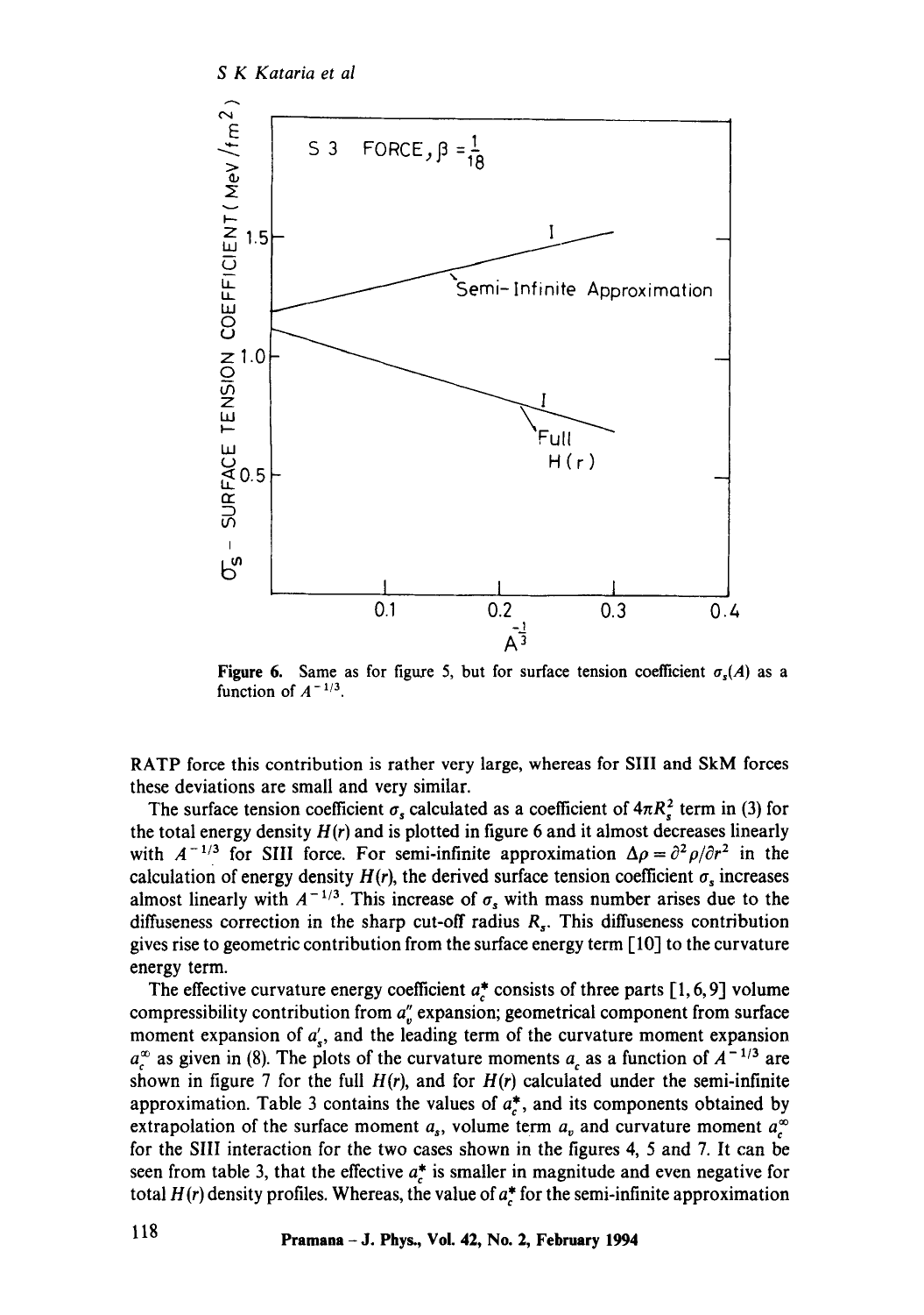**Figure 6.** Same as for figure 5, but for surface tension coefficient $\sigma_s(A)$ as a function of $A^{-1/3}$.

RATP force this contribution is rather very large, whereas for SIII and SkM forces these deviations are small and very similar.

The surface tension coefficient $\sigma_s$ calculated as a coefficient of $4\pi R_s^2$ term in (3) for the total energy density $H(r)$ and is plotted in figure 6 and it almost decreases linearly with $A^{-1/3}$ for SIII force. For semi-infinite approximation $\Delta\rho = \partial^2\rho/\partial r^2$ in the calculation of energy density $H(r)$, the derived surface tension coefficient $\sigma_s$ increases almost linearly with $A^{-1/3}$. This increase of $\sigma_s$ with mass number arises due to the diffuseness correction in the sharp cut-off radius $R_s$. This diffuseness contribution gives rise to geometric contribution from the surface energy term [10] to the curvature energy term.

The effective curvature energy coefficient $a_c^*$ consists of three parts [1, 6, 9] volume compressibility contribution from $a_v''$ expansion; geometrical component from surface moment expansion of $a_s'$, and the leading term of the curvature moment expansion $a_c^\infty$ as given in (8). The plots of the curvature moments $a_c$ as a function of $A^{-1/3}$ are shown in figure 7 for the full $H(r)$, and for $H(r)$ calculated under the semi-infinite approximation. Table 3 contains the values of $a_c^*$, and its components obtained by extrapolation of the surface moment $a_s$, volume term $a_v$ and curvature moment $a_c^\infty$ for the SIII interaction for the two cases shown in the figures 4, 5 and 7. It can be seen from table 3, that the effective $a_c^*$ is smaller in magnitude and even negative for total $H(r)$ density profiles. Whereas, the value of $a_c^*$ for the semi-infinite approximation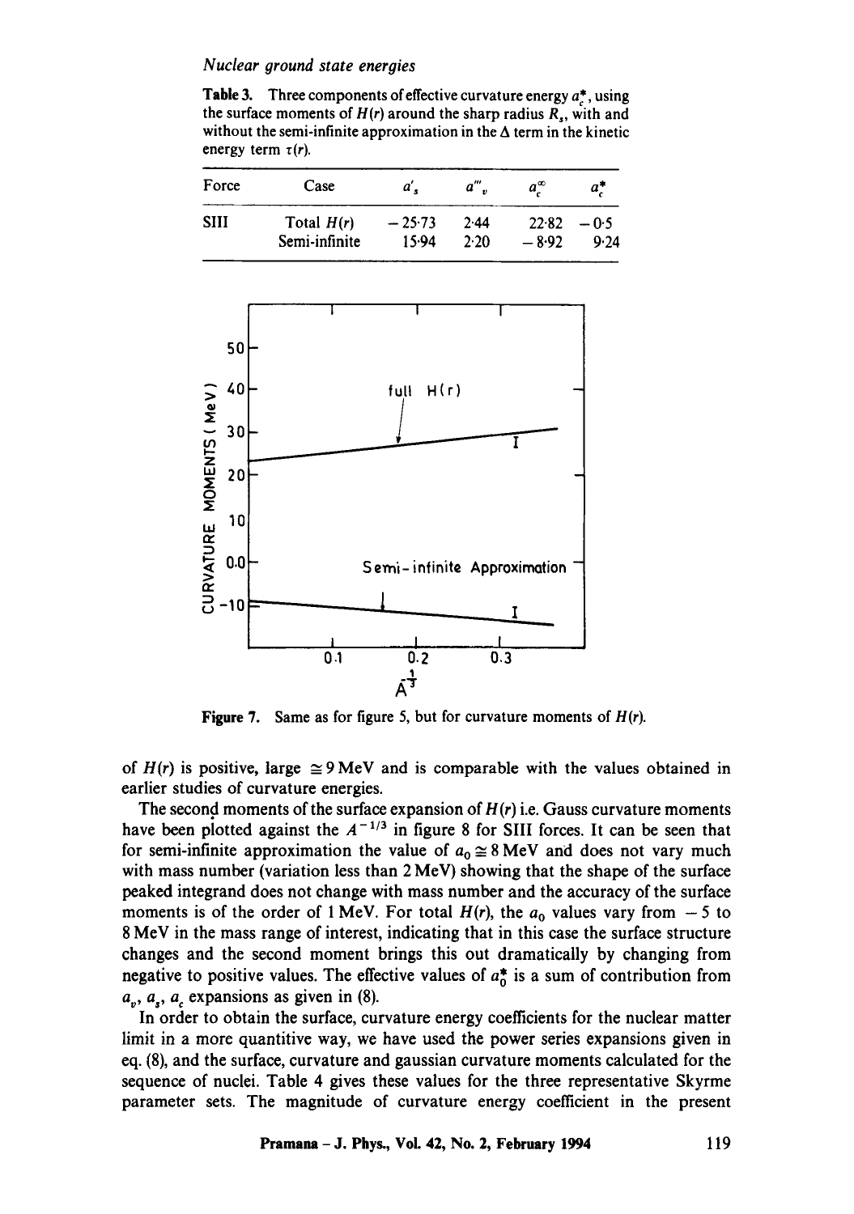**Table 3.** Three components of effective curvature energy $a_c^*$, using the surface moments of $H(r)$ around the sharp radius $R_s$, with and without the semi-infinite approximation in the $\Delta$ term in the kinetic energy term $\tau(r)$.

| Force | Case | $a'_s$ | $a'''_v$ | $a_c^\infty$ | $a_c^*$ |
|---|---|---|---|---|---|
| SIII | Total $H(r)$ | $-25.73$ | $2.44$ | $22.82$ | $-0.5$ |
| | Semi-infinite | $15.94$ | $2.20$ | $-8.92$ | $9.24$ |

**Figure 7.** Same as for figure 5, but for curvature moments of $H(r)$.

of $H(r)$ is positive, large $\cong 9$ MeV and is comparable with the values obtained in earlier studies of curvature energies.

The second moments of the surface expansion of $H(r)$ i.e. Gauss curvature moments have been plotted against the $A^{-1/3}$ in figure 8 for SIII forces. It can be seen that for semi-infinite approximation the value of $a_0 \cong 8$ MeV and does not vary much with mass number (variation less than 2 MeV) showing that the shape of the surface peaked integrand does not change with mass number and the accuracy of the surface moments is of the order of 1 MeV. For total $H(r)$, the $a_0$ values vary from $-5$ to 8 MeV in the mass range of interest, indicating that in this case the surface structure changes and the second moment brings this out dramatically by changing from negative to positive values. The effective values of $a_0^*$ is a sum of contribution from $a_v$, $a_s$, $a_c$ expansions as given in (8).

In order to obtain the surface, curvature energy coefficients for the nuclear matter limit in a more quantitive way, we have used the power series expansions given in eq. (8), and the surface, curvature and gaussian curvature moments calculated for the sequence of nuclei. Table 4 gives these values for the three representative Skyrme parameter sets. The magnitude of curvature energy coefficient in the present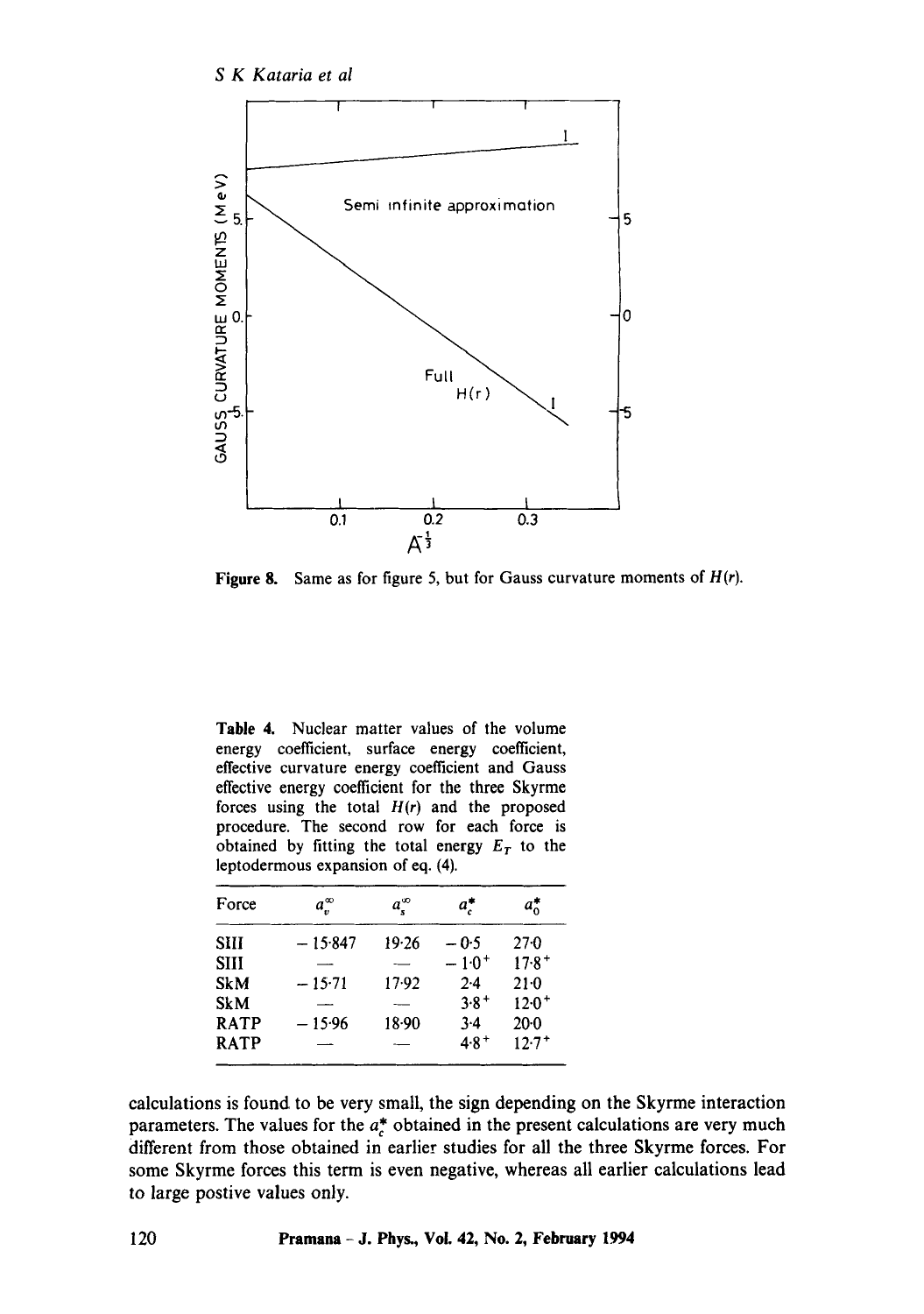Figure 8. Same as for figure 5, but for Gauss curvature moments of $H(r)$.

Table 4. Nuclear matter values of the volume energy coefficient, surface energy coefficient, effective curvature energy coefficient and Gauss effective energy coefficient for the three Skyrme forces using the total $H(r)$ and the proposed procedure. The second row for each force is obtained by fitting the total energy $E_T$ to the leptodermous expansion of eq. (4).

| Force | $a_v^{\infty}$ | $a_s^{\infty}$ | $a_c^*$ | $a_0^*$ |
|---|---|---|---|---|
| SIII | $-15.847$ | $19.26$ | $-0.5$ | $27.0$ |
| SIII | — | — | $-1.0^+$ | $17.8^+$ |
| SkM | $-15.71$ | $17.92$ | $2.4$ | $21.0$ |
| SkM | — | — | $3.8^+$ | $12.0^+$ |
| RATP | $-15.96$ | $18.90$ | $3.4$ | $20.0$ |
| RATP | — | — | $4.8^+$ | $12.7^+$ |

calculations is found to be very small, the sign depending on the Skyrme interaction parameters. The values for the $a_c^*$ obtained in the present calculations are very much different from those obtained in earlier studies for all the three Skyrme forces. For some Skyrme forces this term is even negative, whereas all earlier calculations lead to large postive values only.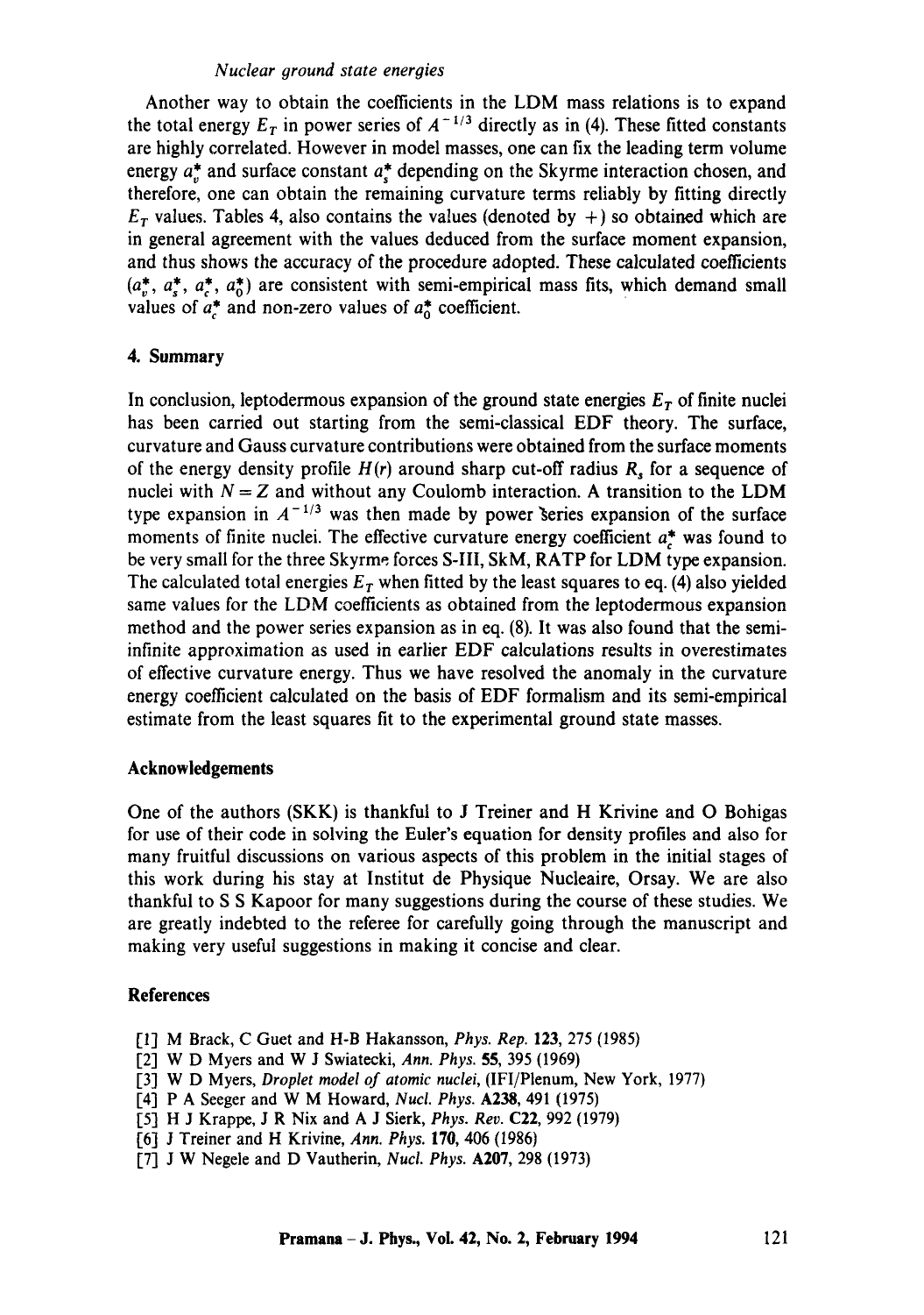Another way to obtain the coefficients in the LDM mass relations is to expand the total energy $E_T$ in power series of $A^{-1/3}$ directly as in (4). These fitted constants are highly correlated. However in model masses, one can fix the leading term volume energy $a_v^*$ and surface constant $a_s^*$ depending on the Skyrme interaction chosen, and therefore, one can obtain the remaining curvature terms reliably by fitting directly $E_T$ values. Tables 4, also contains the values (denoted by +) so obtained which are in general agreement with the values deduced from the surface moment expansion, and thus shows the accuracy of the procedure adopted. These calculated coefficients ($a_v^*$, $a_s^*$, $a_c^*$, $a_0^*$) are consistent with semi-empirical mass fits, which demand small values of $a_c^*$ and non-zero values of $a_0^*$ coefficient.

## 4. Summary

In conclusion, leptodermous expansion of the ground state energies $E_T$ of finite nuclei has been carried out starting from the semi-classical EDF theory. The surface, curvature and Gauss curvature contributions were obtained from the surface moments of the energy density profile $H(r)$ around sharp cut-off radius $R_s$ for a sequence of nuclei with $N = Z$ and without any Coulomb interaction. A transition to the LDM type expansion in $A^{-1/3}$ was then made by power series expansion of the surface moments of finite nuclei. The effective curvature energy coefficient $a_c^*$ was found to be very small for the three Skyrme forces S-III, SkM, RATP for LDM type expansion. The calculated total energies $E_T$ when fitted by the least squares to eq. (4) also yielded same values for the LDM coefficients as obtained from the leptodermous expansion method and the power series expansion as in eq. (8). It was also found that the semi-infinite approximation as used in earlier EDF calculations results in overestimates of effective curvature energy. Thus we have resolved the anomaly in the curvature energy coefficient calculated on the basis of EDF formalism and its semi-empirical estimate from the least squares fit to the experimental ground state masses.

### Acknowledgements

One of the authors (SKK) is thankful to J Treiner and H Krivine and O Bohigas for use of their code in solving the Euler's equation for density profiles and also for many fruitful discussions on various aspects of this problem in the initial stages of this work during his stay at Institut de Physique Nucleaire, Orsay. We are also thankful to S S Kapoor for many suggestions during the course of these studies. We are greatly indebted to the referee for carefully going through the manuscript and making very useful suggestions in making it concise and clear.

### References

[1] M Brack, C Guet and H-B Hakansson, *Phys. Rep.* **123**, 275 (1985)
[2] W D Myers and W J Swiatecki, *Ann. Phys.* **55**, 395 (1969)
[3] W D Myers, *Droplet model of atomic nuclei*, (IFI/Plenum, New York, 1977)
[4] P A Seeger and W M Howard, *Nucl. Phys.* **A238**, 491 (1975)
[5] H J Krappe, J R Nix and A J Sierk, *Phys. Rev.* **C22**, 992 (1979)
[6] J Treiner and H Krivine, *Ann. Phys.* **170**, 406 (1986)
[7] J W Negele and D Vautherin, *Nucl. Phys.* **A207**, 298 (1973)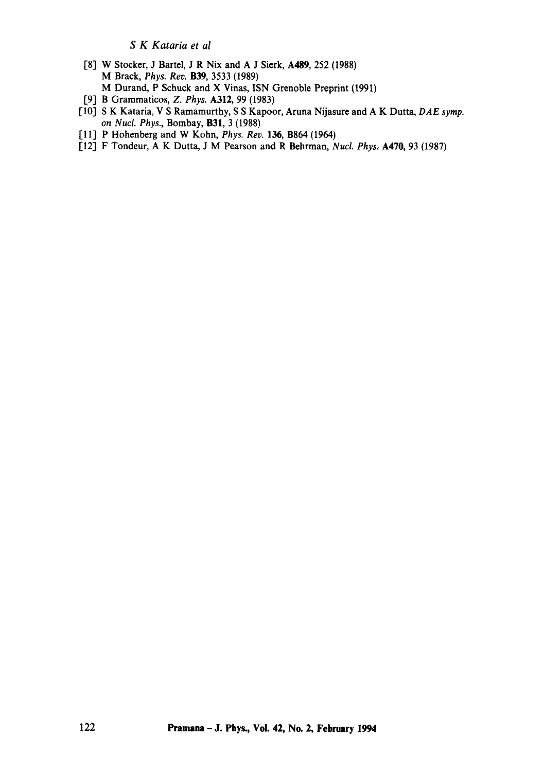[8] W Stocker, J Bartel, J R Nix and A J Sierk, **A489**, 252 (1988)
M Brack, *Phys. Rev.* **B39**, 3533 (1989)
M Durand, P Schuck and X Vinas, ISN Grenoble Preprint (1991)

[9] B Grammaticos, *Z. Phys.* **A312**, 99 (1983)

[10] S K Kataria, V S Ramamurthy, S S Kapoor, Aruna Nijasure and A K Dutta, *DAE symp. on Nucl. Phys.*, Bombay, **B31**, 3 (1988)

[11] P Hohenberg and W Kohn, *Phys. Rev.* **136**, B864 (1964)

[12] F Tondeur, A K Dutta, J M Pearson and R Behrman, *Nucl. Phys.* **A470**, 93 (1987)